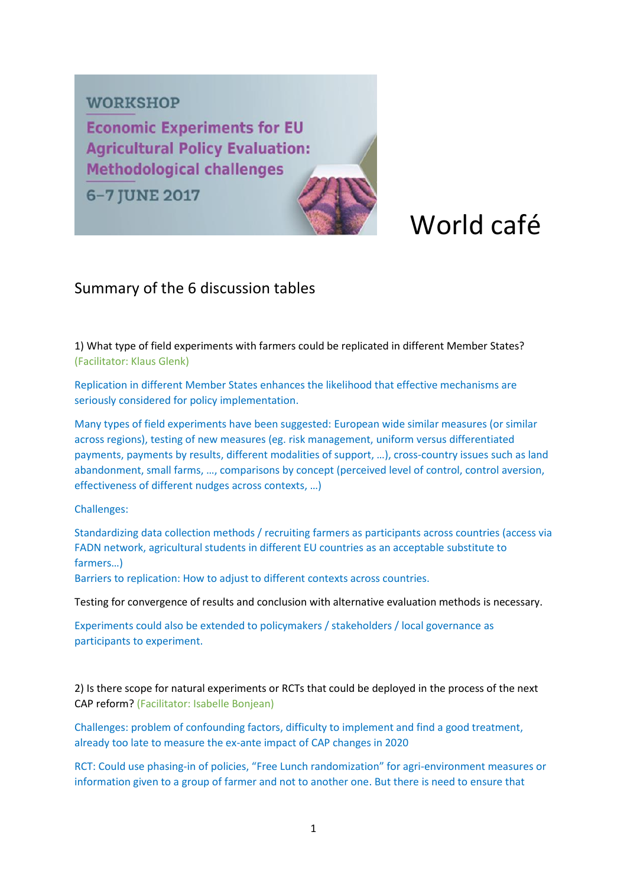WORKSHOP

Economic Experiments for EU Agricultural Policy Evaluation: Methodological challenges

6–7 JUNE 2017

# World café

## Summary of the 6 discussion tables

1) What type of field experiments with farmers could be replicated in different Member States? (Facilitator: Klaus Glenk)

Replication in different Member States enhances the likelihood that effective mechanisms are seriously considered for policy implementation.

Many types of field experiments have been suggested: European wide similar measures (or similar across regions), testing of new measures (eg. risk management, uniform versus differentiated payments, payments by results, different modalities of support, …), cross-country issues such as land abandonment, small farms, …, comparisons by concept (perceived level of control, control aversion, effectiveness of different nudges across contexts, …)

Challenges:

Standardizing data collection methods / recruiting farmers as participants across countries (access via FADN network, agricultural students in different EU countries as an acceptable substitute to farmers…)
Barriers to replication: How to adjust to different contexts across countries.

Testing for convergence of results and conclusion with alternative evaluation methods is necessary.

Experiments could also be extended to policymakers / stakeholders / local governance as participants to experiment.

2) Is there scope for natural experiments or RCTs that could be deployed in the process of the next CAP reform? (Facilitator: Isabelle Bonjean)

Challenges: problem of confounding factors, difficulty to implement and find a good treatment, already too late to measure the ex-ante impact of CAP changes in 2020

RCT: Could use phasing-in of policies, "Free Lunch randomization" for agri-environment measures or information given to a group of farmer and not to another one. But there is need to ensure that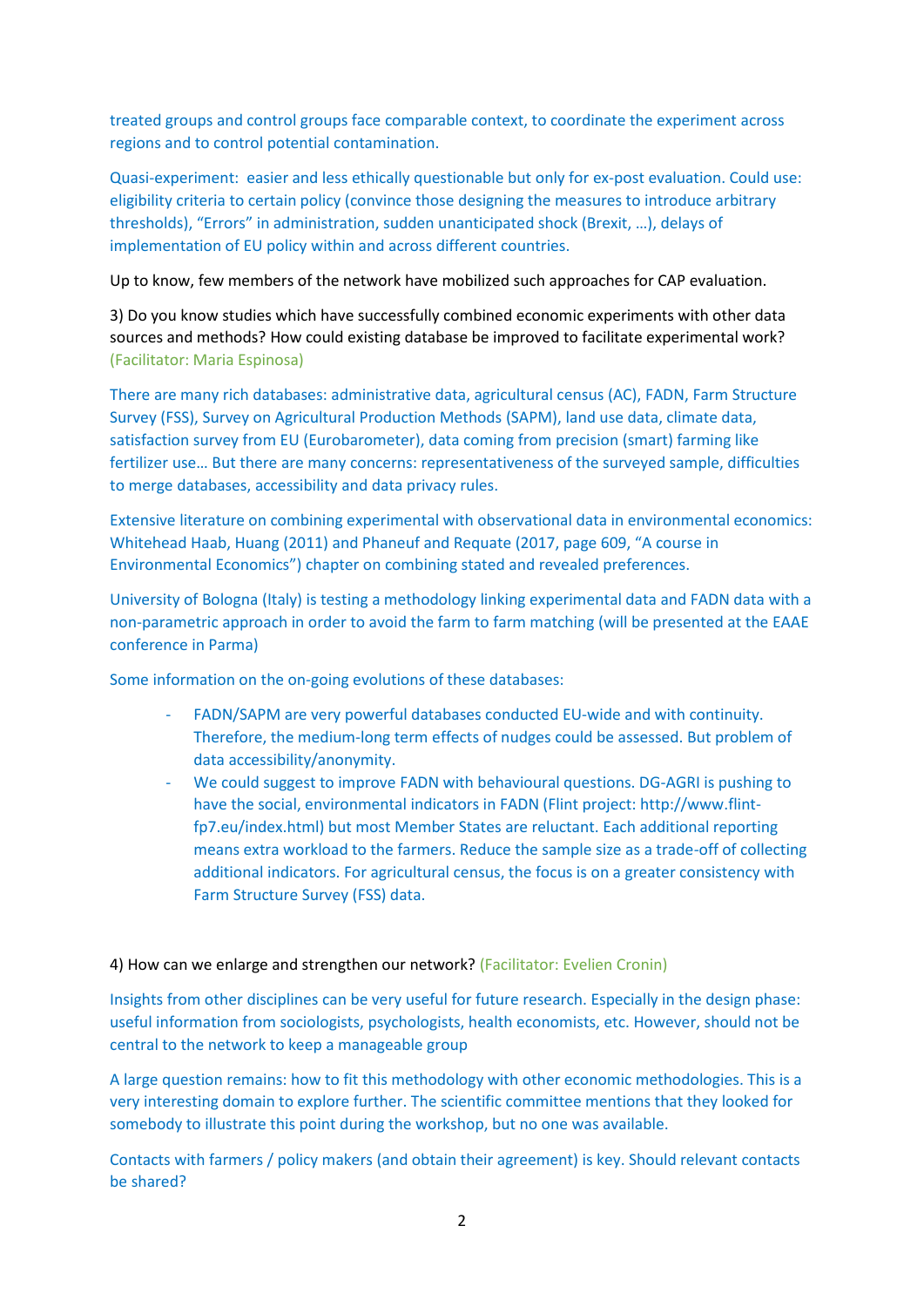treated groups and control groups face comparable context, to coordinate the experiment across regions and to control potential contamination.

Quasi-experiment: easier and less ethically questionable but only for ex-post evaluation. Could use: eligibility criteria to certain policy (convince those designing the measures to introduce arbitrary thresholds), "Errors" in administration, sudden unanticipated shock (Brexit, …), delays of implementation of EU policy within and across different countries.

Up to know, few members of the network have mobilized such approaches for CAP evaluation.

3) Do you know studies which have successfully combined economic experiments with other data sources and methods? How could existing database be improved to facilitate experimental work? (Facilitator: Maria Espinosa)

There are many rich databases: administrative data, agricultural census (AC), FADN, Farm Structure Survey (FSS), Survey on Agricultural Production Methods (SAPM), land use data, climate data, satisfaction survey from EU (Eurobarometer), data coming from precision (smart) farming like fertilizer use… But there are many concerns: representativeness of the surveyed sample, difficulties to merge databases, accessibility and data privacy rules.

Extensive literature on combining experimental with observational data in environmental economics: Whitehead Haab, Huang (2011) and Phaneuf and Requate (2017, page 609, "A course in Environmental Economics") chapter on combining stated and revealed preferences.

University of Bologna (Italy) is testing a methodology linking experimental data and FADN data with a non-parametric approach in order to avoid the farm to farm matching (will be presented at the EAAE conference in Parma)

Some information on the on-going evolutions of these databases:

- FADN/SAPM are very powerful databases conducted EU-wide and with continuity. Therefore, the medium-long term effects of nudges could be assessed. But problem of data accessibility/anonymity.
- We could suggest to improve FADN with behavioural questions. DG-AGRI is pushing to have the social, environmental indicators in FADN (Flint project: http://www.flint-fp7.eu/index.html) but most Member States are reluctant. Each additional reporting means extra workload to the farmers. Reduce the sample size as a trade-off of collecting additional indicators. For agricultural census, the focus is on a greater consistency with Farm Structure Survey (FSS) data.

4) How can we enlarge and strengthen our network? (Facilitator: Evelien Cronin)

Insights from other disciplines can be very useful for future research. Especially in the design phase: useful information from sociologists, psychologists, health economists, etc. However, should not be central to the network to keep a manageable group

A large question remains: how to fit this methodology with other economic methodologies. This is a very interesting domain to explore further. The scientific committee mentions that they looked for somebody to illustrate this point during the workshop, but no one was available.

Contacts with farmers / policy makers (and obtain their agreement) is key. Should relevant contacts be shared?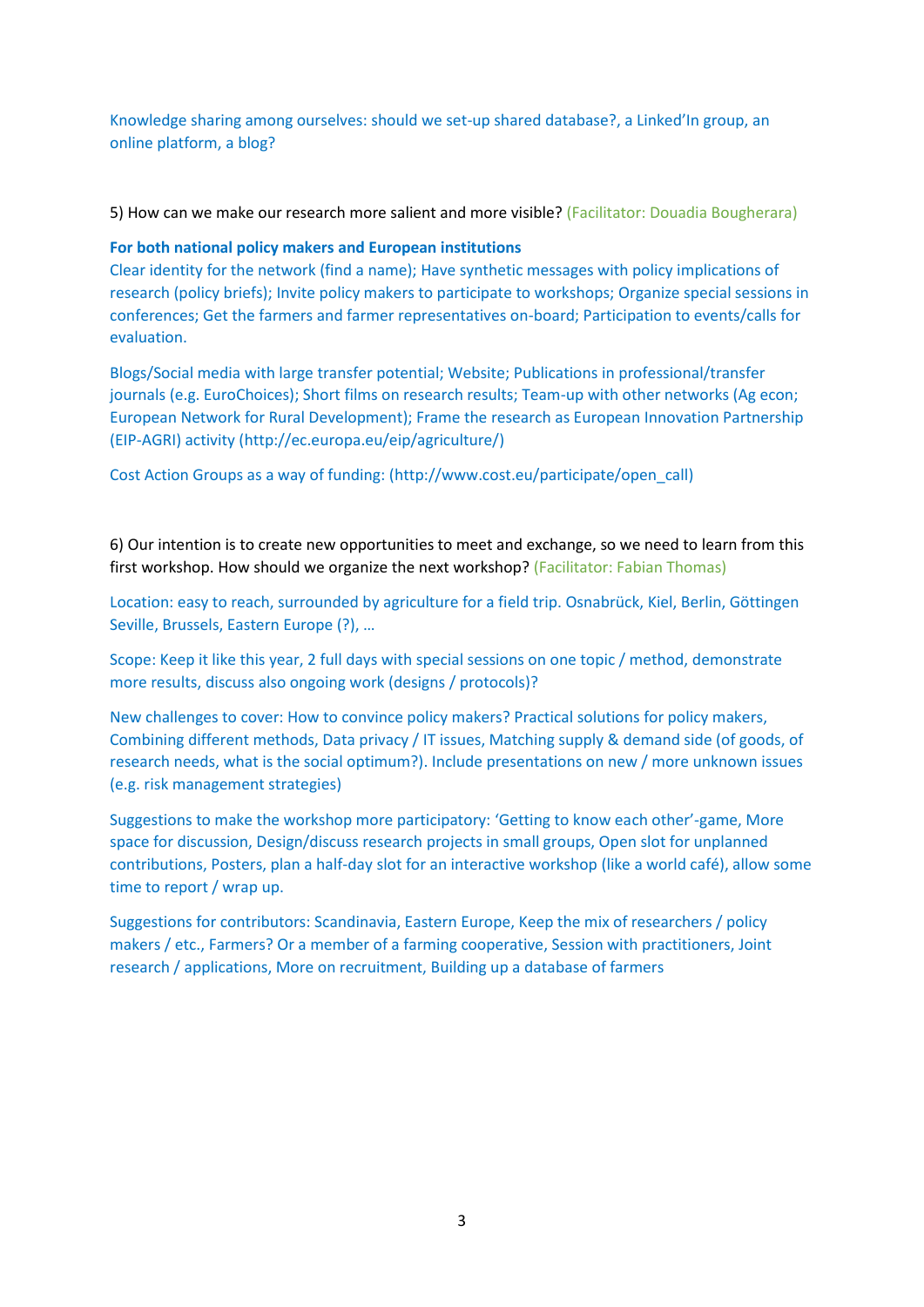Knowledge sharing among ourselves: should we set-up shared database?, a Linked'In group, an online platform, a blog?

5) How can we make our research more salient and more visible? (Facilitator: Douadia Bougherara)

**For both national policy makers and European institutions**

Clear identity for the network (find a name); Have synthetic messages with policy implications of research (policy briefs); Invite policy makers to participate to workshops; Organize special sessions in conferences; Get the farmers and farmer representatives on-board; Participation to events/calls for evaluation.

Blogs/Social media with large transfer potential; Website; Publications in professional/transfer journals (e.g. EuroChoices); Short films on research results; Team-up with other networks (Ag econ; European Network for Rural Development); Frame the research as European Innovation Partnership (EIP-AGRI) activity (http://ec.europa.eu/eip/agriculture/)

Cost Action Groups as a way of funding: (http://www.cost.eu/participate/open_call)

6) Our intention is to create new opportunities to meet and exchange, so we need to learn from this first workshop. How should we organize the next workshop? (Facilitator: Fabian Thomas)

Location: easy to reach, surrounded by agriculture for a field trip. Osnabrück, Kiel, Berlin, Göttingen Seville, Brussels, Eastern Europe (?), …

Scope: Keep it like this year, 2 full days with special sessions on one topic / method, demonstrate more results, discuss also ongoing work (designs / protocols)?

New challenges to cover: How to convince policy makers? Practical solutions for policy makers, Combining different methods, Data privacy / IT issues, Matching supply & demand side (of goods, of research needs, what is the social optimum?). Include presentations on new / more unknown issues (e.g. risk management strategies)

Suggestions to make the workshop more participatory: 'Getting to know each other'-game, More space for discussion, Design/discuss research projects in small groups, Open slot for unplanned contributions, Posters, plan a half-day slot for an interactive workshop (like a world café), allow some time to report / wrap up.

Suggestions for contributors: Scandinavia, Eastern Europe, Keep the mix of researchers / policy makers / etc., Farmers? Or a member of a farming cooperative, Session with practitioners, Joint research / applications, More on recruitment, Building up a database of farmers